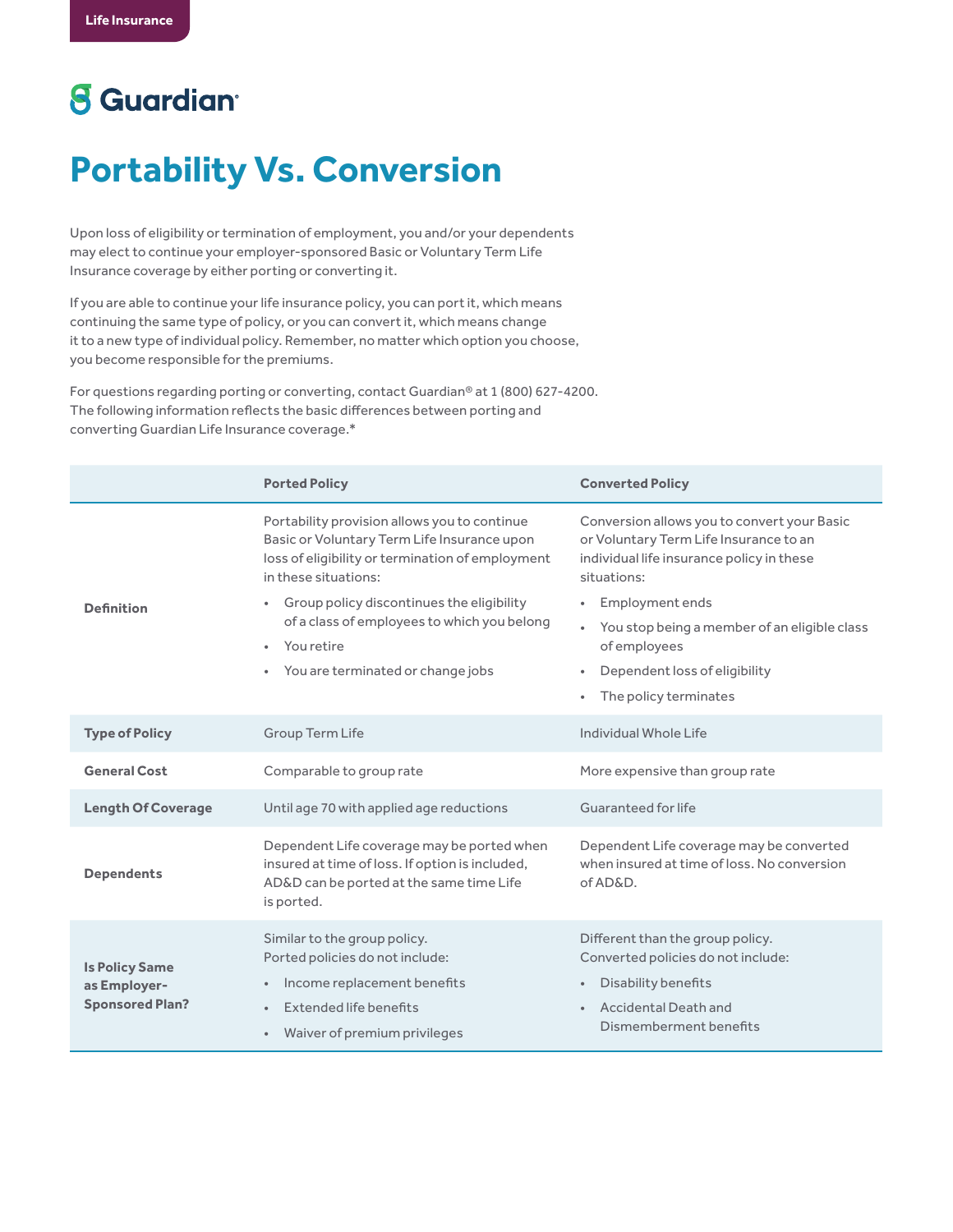Life Insurance

Guardian®

# Portability Vs. Conversion

Upon loss of eligibility or termination of employment, you and/or your dependents may elect to continue your employer-sponsored Basic or Voluntary Term Life Insurance coverage by either porting or converting it.

If you are able to continue your life insurance policy, you can port it, which means continuing the same type of policy, or you can convert it, which means change it to a new type of individual policy. Remember, no matter which option you choose, you become responsible for the premiums.

For questions regarding porting or converting, contact Guardian® at 1 (800) 627-4200. The following information reflects the basic differences between porting and converting Guardian Life Insurance coverage.*

| | Ported Policy | Converted Policy |
|---|---|---|
| **Definition** | Portability provision allows you to continue Basic or Voluntary Term Life Insurance upon loss of eligibility or termination of employment in these situations:<br>• Group policy discontinues the eligibility of a class of employees to which you belong<br>• You retire<br>• You are terminated or change jobs | Conversion allows you to convert your Basic or Voluntary Term Life Insurance to an individual life insurance policy in these situations:<br>• Employment ends<br>• You stop being a member of an eligible class of employees<br>• Dependent loss of eligibility<br>• The policy terminates |
| **Type of Policy** | Group Term Life | Individual Whole Life |
| **General Cost** | Comparable to group rate | More expensive than group rate |
| **Length Of Coverage** | Until age 70 with applied age reductions | Guaranteed for life |
| **Dependents** | Dependent Life coverage may be ported when insured at time of loss. If option is included, AD&D can be ported at the same time Life is ported. | Dependent Life coverage may be converted when insured at time of loss. No conversion of AD&D. |
| **Is Policy Same as Employer-Sponsored Plan?** | Similar to the group policy.<br>Ported policies do not include:<br>• Income replacement benefits<br>• Extended life benefits<br>• Waiver of premium privileges | Different than the group policy.<br>Converted policies do not include:<br>• Disability benefits<br>• Accidental Death and Dismemberment benefits |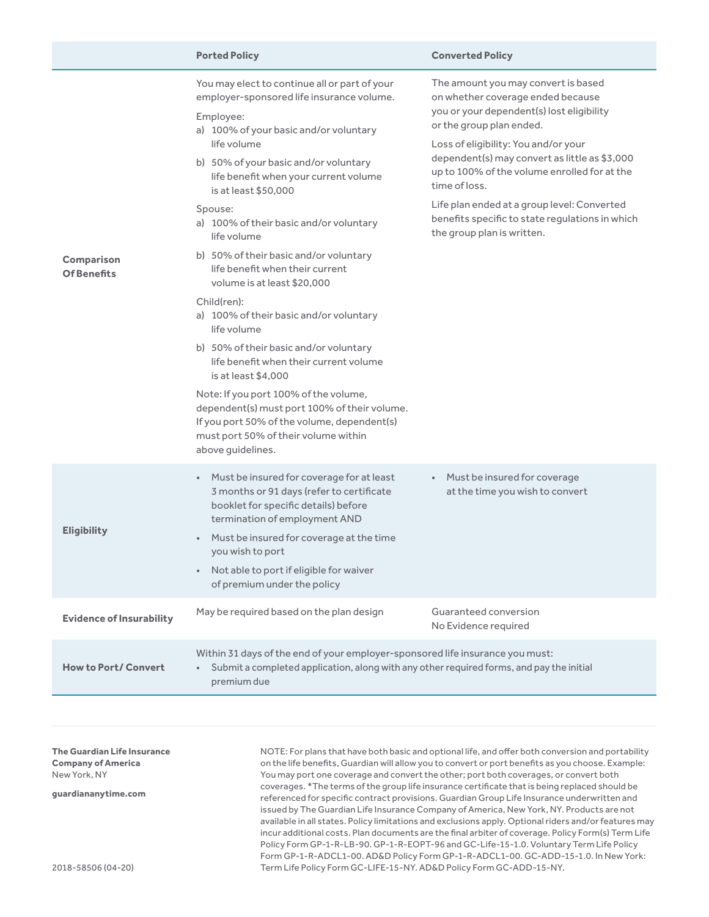| | Ported Policy | Converted Policy |
|---|---|---|
| **Comparison Of Benefits** | You may elect to continue all or part of your employer-sponsored life insurance volume.<br><br>Employee:<br>a) 100% of your basic and/or voluntary life volume<br>b) 50% of your basic and/or voluntary life benefit when your current volume is at least $50,000<br><br>Spouse:<br>a) 100% of their basic and/or voluntary life volume<br>b) 50% of their basic and/or voluntary life benefit when their current volume is at least $20,000<br><br>Child(ren):<br>a) 100% of their basic and/or voluntary life volume<br>b) 50% of their basic and/or voluntary life benefit when their current volume is at least $4,000<br><br>Note: If you port 100% of the volume, dependent(s) must port 100% of their volume. If you port 50% of the volume, dependent(s) must port 50% of their volume within above guidelines. | The amount you may convert is based on whether coverage ended because you or your dependent(s) lost eligibility or the group plan ended.<br><br>Loss of eligibility: You and/or your dependent(s) may convert as little as $3,000 up to 100% of the volume enrolled for at the time of loss.<br><br>Life plan ended at a group level: Converted benefits specific to state regulations in which the group plan is written. |
| **Eligibility** | • Must be insured for coverage for at least 3 months or 91 days (refer to certificate booklet for specific details) before termination of employment AND<br>• Must be insured for coverage at the time you wish to port<br>• Not able to port if eligible for waiver of premium under the policy | • Must be insured for coverage at the time you wish to convert |
| **Evidence of Insurability** | May be required based on the plan design | Guaranteed conversion<br>No Evidence required |
| **How to Port/ Convert** | Within 31 days of the end of your employer-sponsored life insurance you must:<br>• Submit a completed application, along with any other required forms, and pay the initial premium due | |

**The Guardian Life Insurance Company of America**
New York, NY

**guardiananytime.com**

2018-58506 (04-20)

NOTE: For plans that have both basic and optional life, and offer both conversion and portability on the life benefits, Guardian will allow you to convert or port benefits as you choose. Example: You may port one coverage and convert the other; port both coverages, or convert both coverages. *The terms of the group life insurance certificate that is being replaced should be referenced for specific contract provisions. Guardian Group Life Insurance underwritten and issued by The Guardian Life Insurance Company of America, New York, NY. Products are not available in all states. Policy limitations and exclusions apply. Optional riders and/or features may incur additional costs. Plan documents are the final arbiter of coverage. Policy Form(s) Term Life Policy Form GP-1-R-LB-90. GP-1-R-EOPT-96 and GC-Life-15-1.0. Voluntary Term Life Policy Form GP-1-R-ADCL1-00. AD&D Policy Form GP-1-R-ADCL1-00. GC-ADD-15-1.0. In New York: Term Life Policy Form GC-LIFE-15-NY. AD&D Policy Form GC-ADD-15-NY.